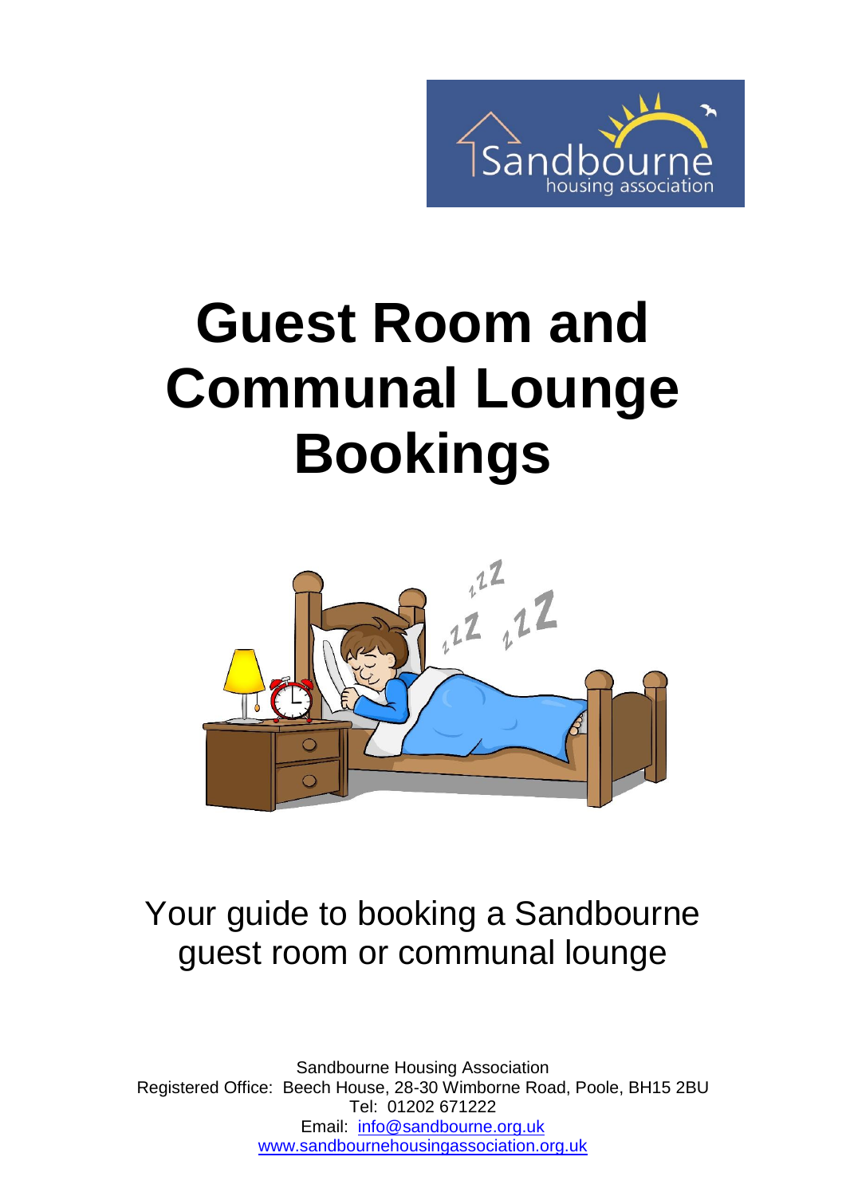# Guest Room and Communal Lounge Bookings

Your guide to booking a Sandbourne guest room or communal lounge

Sandbourne Housing Association
Registered Office: Beech House, 28-30 Wimborne Road, Poole, BH15 2BU
Tel: 01202 671222
Email: info@sandbourne.org.uk
www.sandbournehousingassociation.org.uk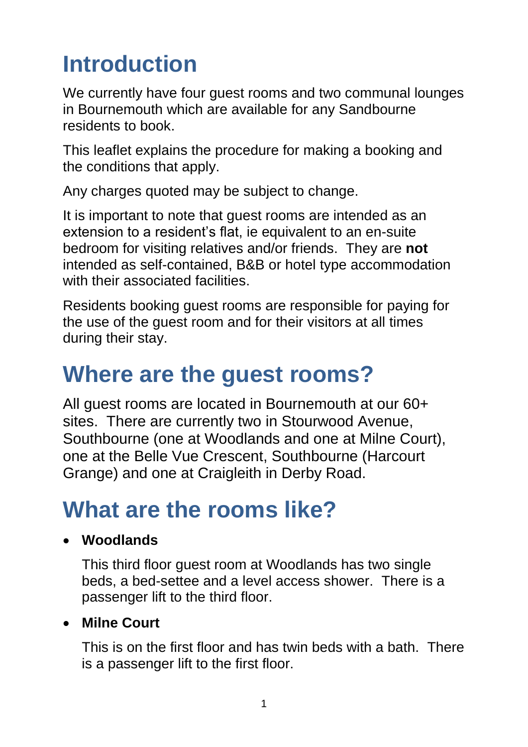# Introduction

We currently have four guest rooms and two communal lounges in Bournemouth which are available for any Sandbourne residents to book.

This leaflet explains the procedure for making a booking and the conditions that apply.

Any charges quoted may be subject to change.

It is important to note that guest rooms are intended as an extension to a resident's flat, ie equivalent to an en-suite bedroom for visiting relatives and/or friends. They are **not** intended as self-contained, B&B or hotel type accommodation with their associated facilities.

Residents booking guest rooms are responsible for paying for the use of the guest room and for their visitors at all times during their stay.

# Where are the guest rooms?

All guest rooms are located in Bournemouth at our 60+ sites. There are currently two in Stourwood Avenue, Southbourne (one at Woodlands and one at Milne Court), one at the Belle Vue Crescent, Southbourne (Harcourt Grange) and one at Craigleith in Derby Road.

# What are the rooms like?

- **Woodlands**

  This third floor guest room at Woodlands has two single beds, a bed-settee and a level access shower. There is a passenger lift to the third floor.

- **Milne Court**

  This is on the first floor and has twin beds with a bath. There is a passenger lift to the first floor.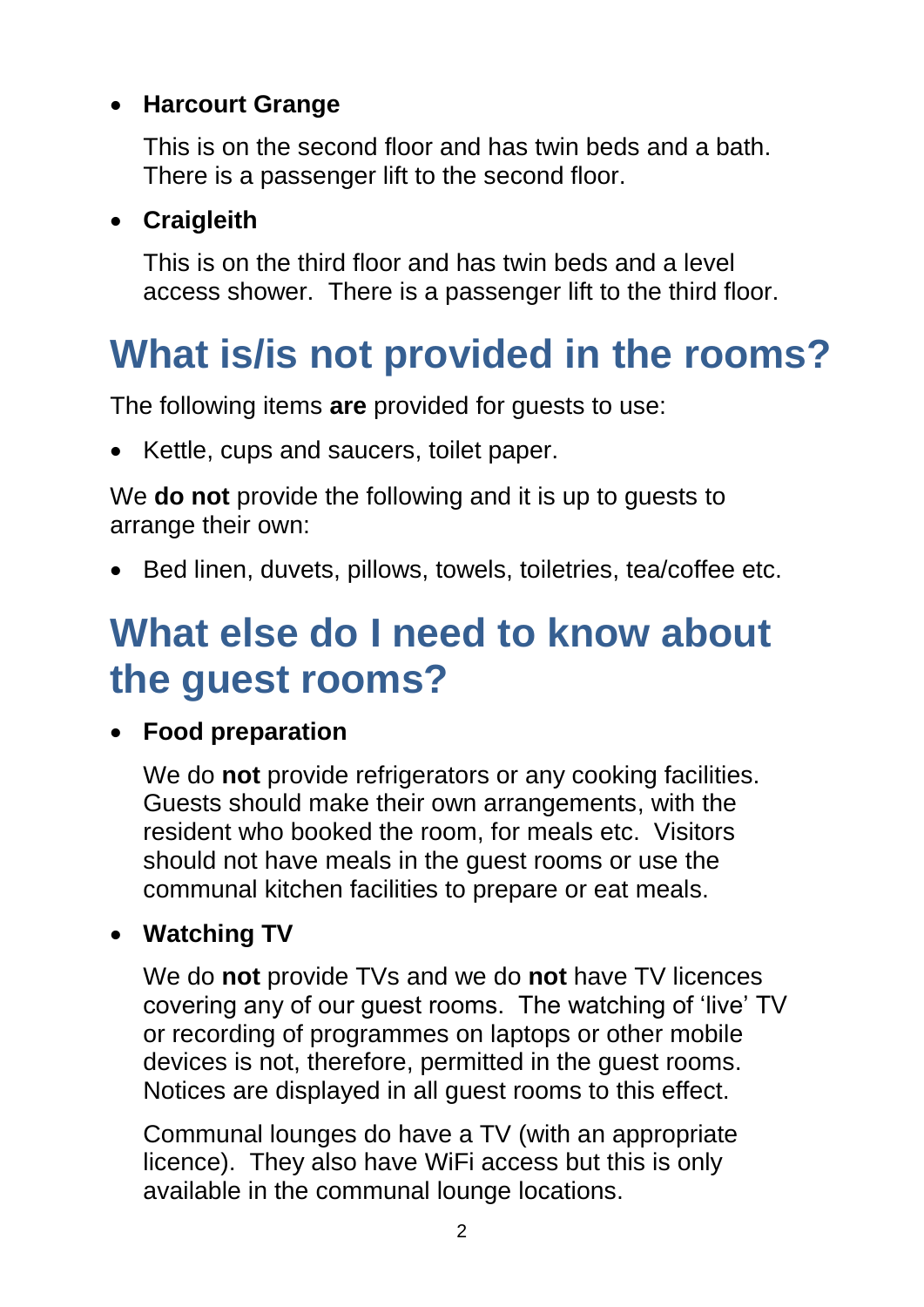- **Harcourt Grange**

  This is on the second floor and has twin beds and a bath. There is a passenger lift to the second floor.

- **Craigleith**

  This is on the third floor and has twin beds and a level access shower. There is a passenger lift to the third floor.

# What is/is not provided in the rooms?

The following items **are** provided for guests to use:

- Kettle, cups and saucers, toilet paper.

We **do not** provide the following and it is up to guests to arrange their own:

- Bed linen, duvets, pillows, towels, toiletries, tea/coffee etc.

# What else do I need to know about the guest rooms?

- **Food preparation**

  We do **not** provide refrigerators or any cooking facilities. Guests should make their own arrangements, with the resident who booked the room, for meals etc. Visitors should not have meals in the guest rooms or use the communal kitchen facilities to prepare or eat meals.

- **Watching TV**

  We do **not** provide TVs and we do **not** have TV licences covering any of our guest rooms. The watching of 'live' TV or recording of programmes on laptops or other mobile devices is not, therefore, permitted in the guest rooms. Notices are displayed in all guest rooms to this effect.

  Communal lounges do have a TV (with an appropriate licence). They also have WiFi access but this is only available in the communal lounge locations.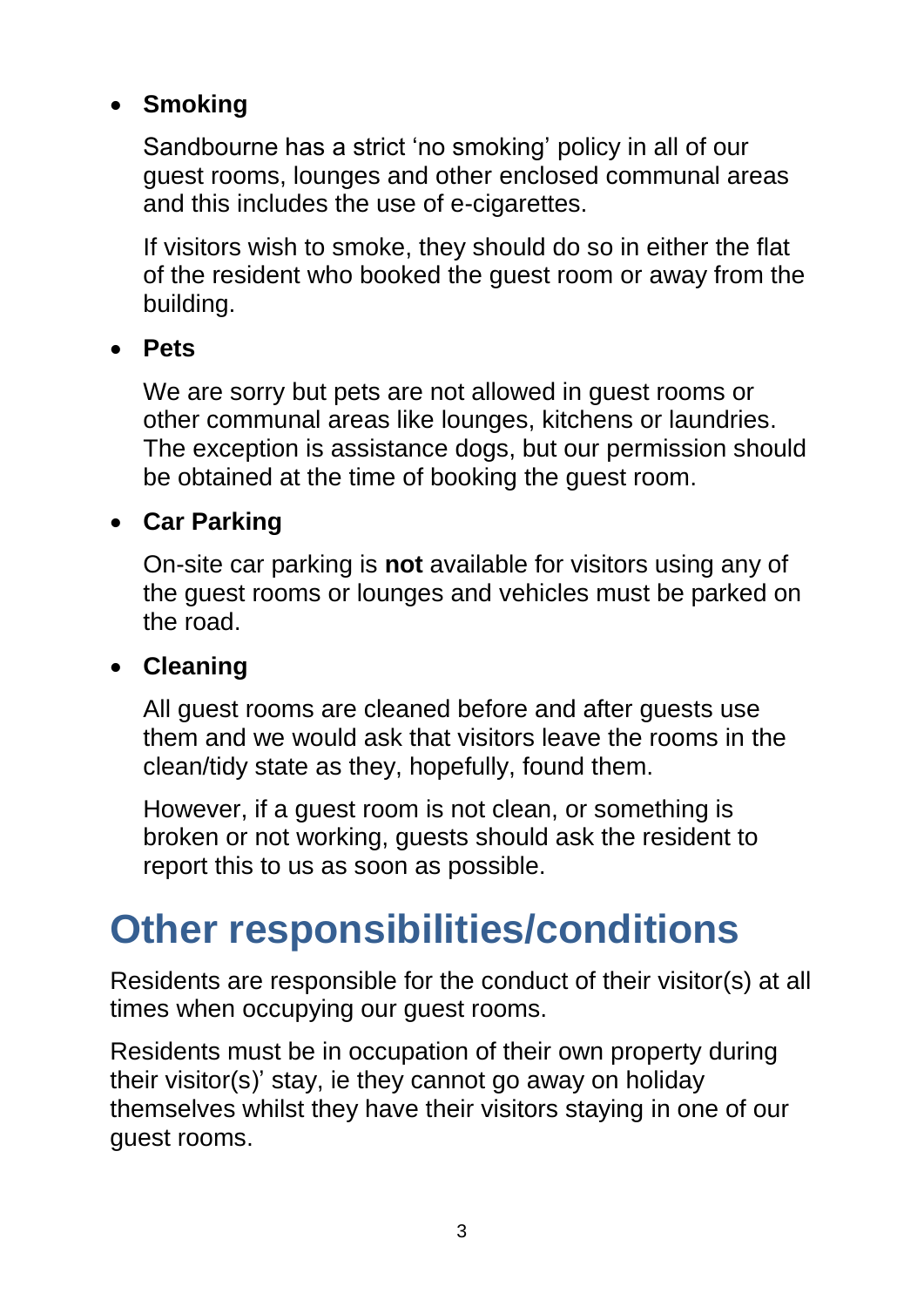- **Smoking**

  Sandbourne has a strict 'no smoking' policy in all of our guest rooms, lounges and other enclosed communal areas and this includes the use of e-cigarettes.

  If visitors wish to smoke, they should do so in either the flat of the resident who booked the guest room or away from the building.

- **Pets**

  We are sorry but pets are not allowed in guest rooms or other communal areas like lounges, kitchens or laundries. The exception is assistance dogs, but our permission should be obtained at the time of booking the guest room.

- **Car Parking**

  On-site car parking is **not** available for visitors using any of the guest rooms or lounges and vehicles must be parked on the road.

- **Cleaning**

  All guest rooms are cleaned before and after guests use them and we would ask that visitors leave the rooms in the clean/tidy state as they, hopefully, found them.

  However, if a guest room is not clean, or something is broken or not working, guests should ask the resident to report this to us as soon as possible.

# Other responsibilities/conditions

Residents are responsible for the conduct of their visitor(s) at all times when occupying our guest rooms.

Residents must be in occupation of their own property during their visitor(s)' stay, ie they cannot go away on holiday themselves whilst they have their visitors staying in one of our guest rooms.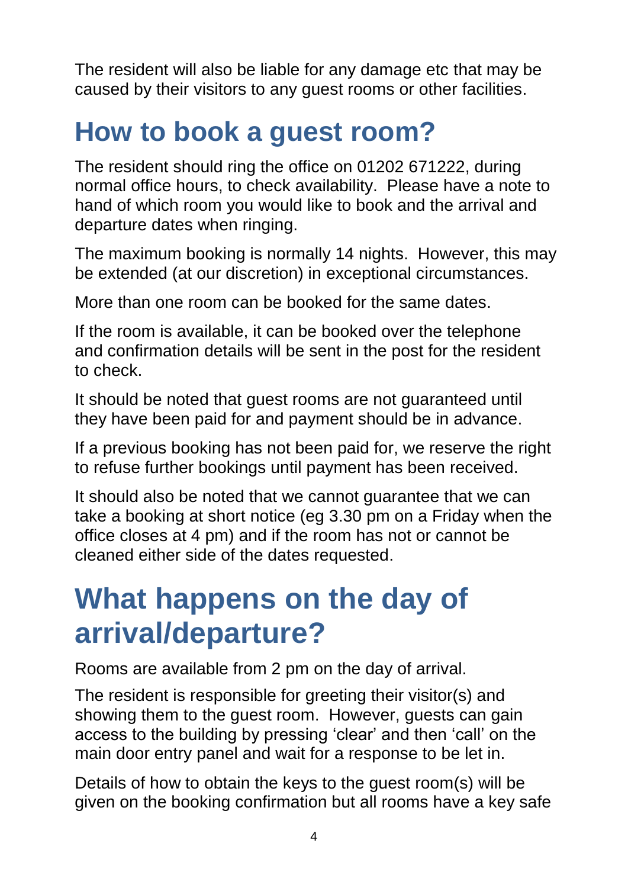The resident will also be liable for any damage etc that may be caused by their visitors to any guest rooms or other facilities.

## How to book a guest room?

The resident should ring the office on 01202 671222, during normal office hours, to check availability. Please have a note to hand of which room you would like to book and the arrival and departure dates when ringing.

The maximum booking is normally 14 nights. However, this may be extended (at our discretion) in exceptional circumstances.

More than one room can be booked for the same dates.

If the room is available, it can be booked over the telephone and confirmation details will be sent in the post for the resident to check.

It should be noted that guest rooms are not guaranteed until they have been paid for and payment should be in advance.

If a previous booking has not been paid for, we reserve the right to refuse further bookings until payment has been received.

It should also be noted that we cannot guarantee that we can take a booking at short notice (eg 3.30 pm on a Friday when the office closes at 4 pm) and if the room has not or cannot be cleaned either side of the dates requested.

## What happens on the day of arrival/departure?

Rooms are available from 2 pm on the day of arrival.

The resident is responsible for greeting their visitor(s) and showing them to the guest room. However, guests can gain access to the building by pressing 'clear' and then 'call' on the main door entry panel and wait for a response to be let in.

Details of how to obtain the keys to the guest room(s) will be given on the booking confirmation but all rooms have a key safe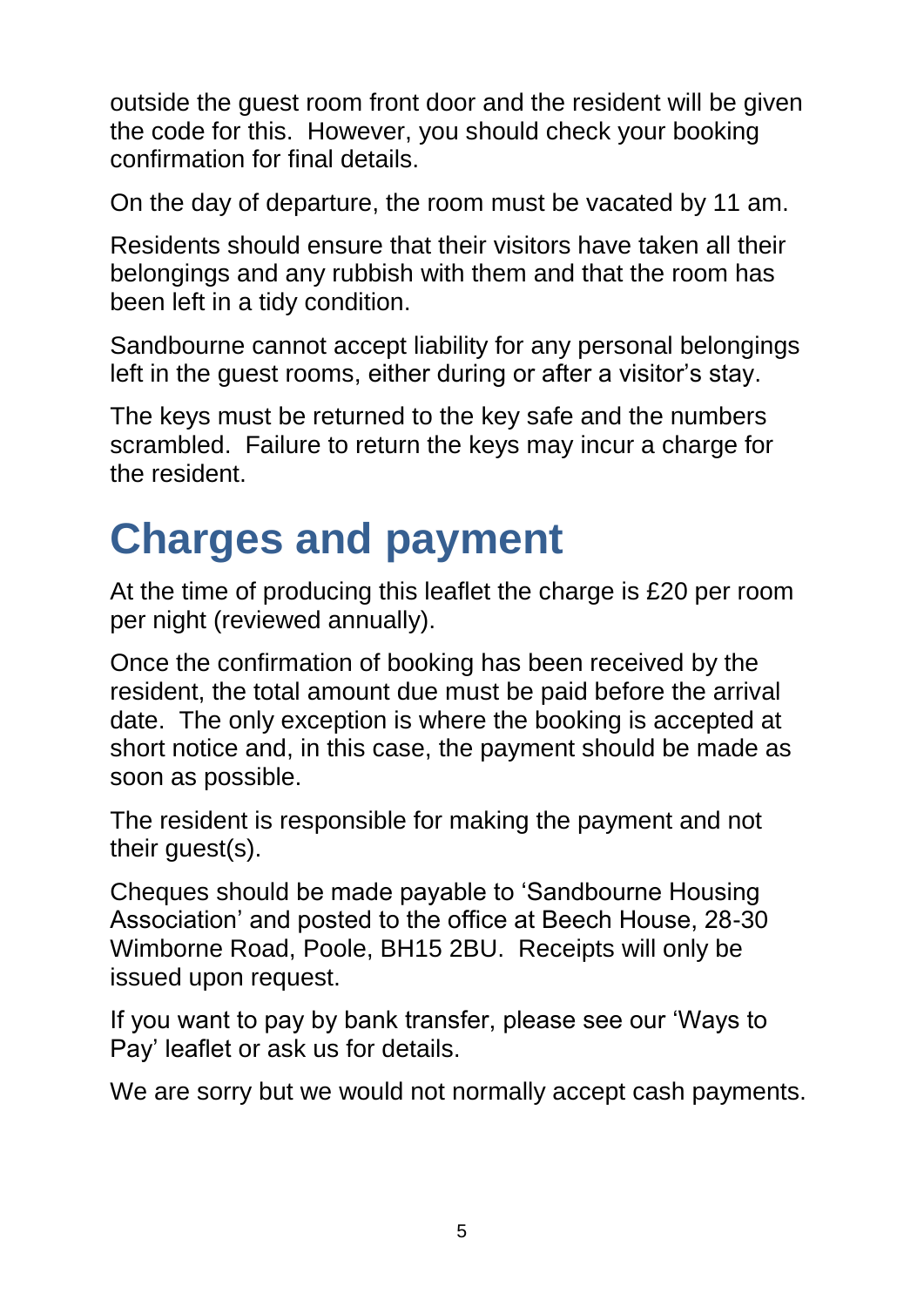outside the guest room front door and the resident will be given the code for this. However, you should check your booking confirmation for final details.

On the day of departure, the room must be vacated by 11 am.

Residents should ensure that their visitors have taken all their belongings and any rubbish with them and that the room has been left in a tidy condition.

Sandbourne cannot accept liability for any personal belongings left in the guest rooms, either during or after a visitor's stay.

The keys must be returned to the key safe and the numbers scrambled. Failure to return the keys may incur a charge for the resident.

# Charges and payment

At the time of producing this leaflet the charge is £20 per room per night (reviewed annually).

Once the confirmation of booking has been received by the resident, the total amount due must be paid before the arrival date. The only exception is where the booking is accepted at short notice and, in this case, the payment should be made as soon as possible.

The resident is responsible for making the payment and not their guest(s).

Cheques should be made payable to 'Sandbourne Housing Association' and posted to the office at Beech House, 28-30 Wimborne Road, Poole, BH15 2BU. Receipts will only be issued upon request.

If you want to pay by bank transfer, please see our 'Ways to Pay' leaflet or ask us for details.

We are sorry but we would not normally accept cash payments.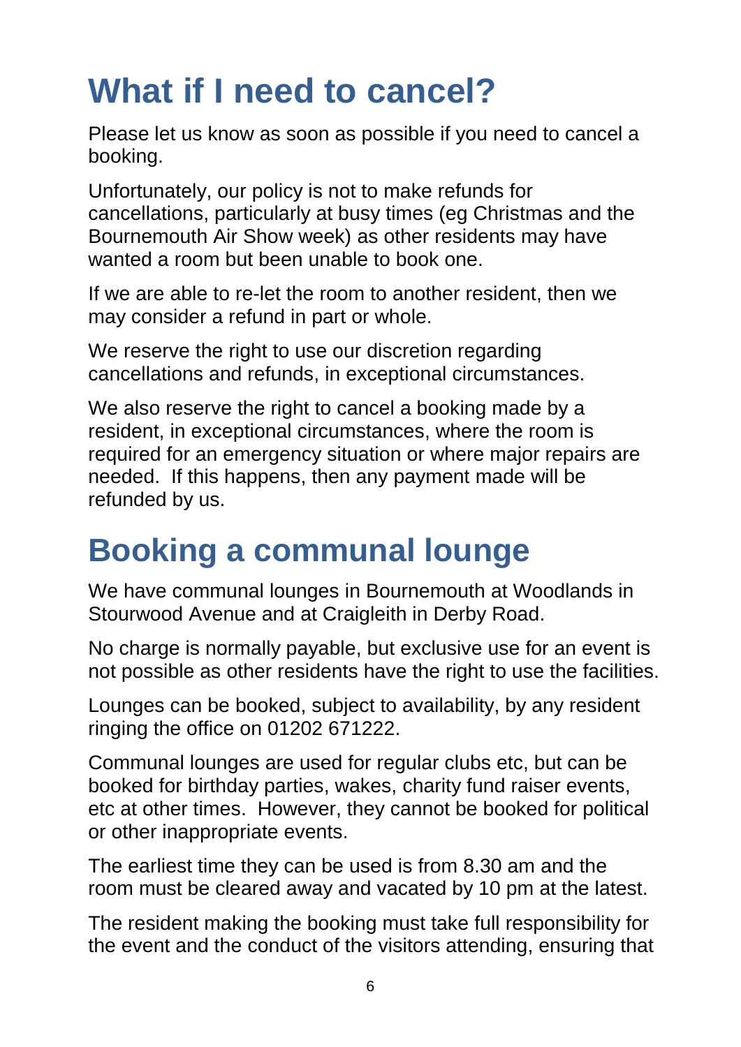# What if I need to cancel?

Please let us know as soon as possible if you need to cancel a booking.

Unfortunately, our policy is not to make refunds for cancellations, particularly at busy times (eg Christmas and the Bournemouth Air Show week) as other residents may have wanted a room but been unable to book one.

If we are able to re-let the room to another resident, then we may consider a refund in part or whole.

We reserve the right to use our discretion regarding cancellations and refunds, in exceptional circumstances.

We also reserve the right to cancel a booking made by a resident, in exceptional circumstances, where the room is required for an emergency situation or where major repairs are needed. If this happens, then any payment made will be refunded by us.

# Booking a communal lounge

We have communal lounges in Bournemouth at Woodlands in Stourwood Avenue and at Craigleith in Derby Road.

No charge is normally payable, but exclusive use for an event is not possible as other residents have the right to use the facilities.

Lounges can be booked, subject to availability, by any resident ringing the office on 01202 671222.

Communal lounges are used for regular clubs etc, but can be booked for birthday parties, wakes, charity fund raiser events, etc at other times. However, they cannot be booked for political or other inappropriate events.

The earliest time they can be used is from 8.30 am and the room must be cleared away and vacated by 10 pm at the latest.

The resident making the booking must take full responsibility for the event and the conduct of the visitors attending, ensuring that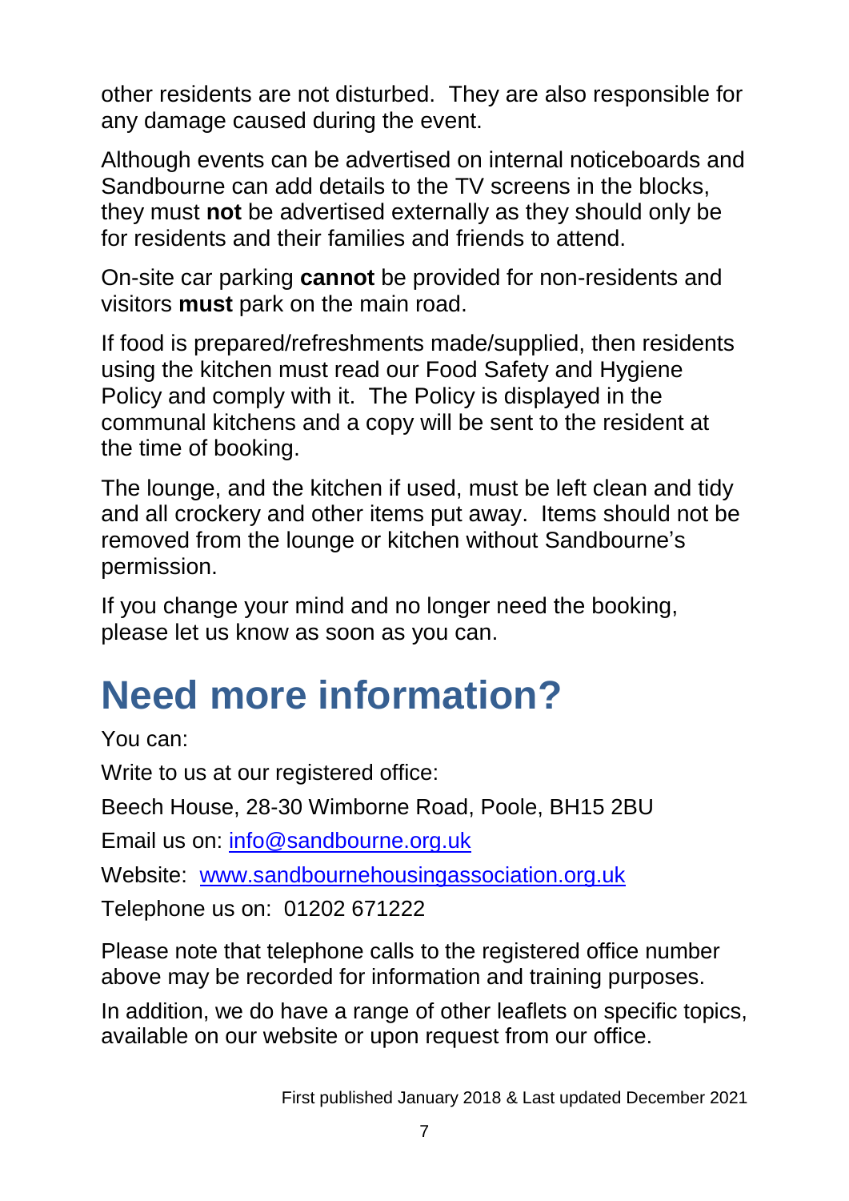other residents are not disturbed. They are also responsible for any damage caused during the event.

Although events can be advertised on internal noticeboards and Sandbourne can add details to the TV screens in the blocks, they must **not** be advertised externally as they should only be for residents and their families and friends to attend.

On-site car parking **cannot** be provided for non-residents and visitors **must** park on the main road.

If food is prepared/refreshments made/supplied, then residents using the kitchen must read our Food Safety and Hygiene Policy and comply with it. The Policy is displayed in the communal kitchens and a copy will be sent to the resident at the time of booking.

The lounge, and the kitchen if used, must be left clean and tidy and all crockery and other items put away. Items should not be removed from the lounge or kitchen without Sandbourne's permission.

If you change your mind and no longer need the booking, please let us know as soon as you can.

# Need more information?

You can:

Write to us at our registered office:

Beech House, 28-30 Wimborne Road, Poole, BH15 2BU

Email us on: info@sandbourne.org.uk

Website: www.sandbournehousingassociation.org.uk

Telephone us on: 01202 671222

Please note that telephone calls to the registered office number above may be recorded for information and training purposes.

In addition, we do have a range of other leaflets on specific topics, available on our website or upon request from our office.

First published January 2018 & Last updated December 2021